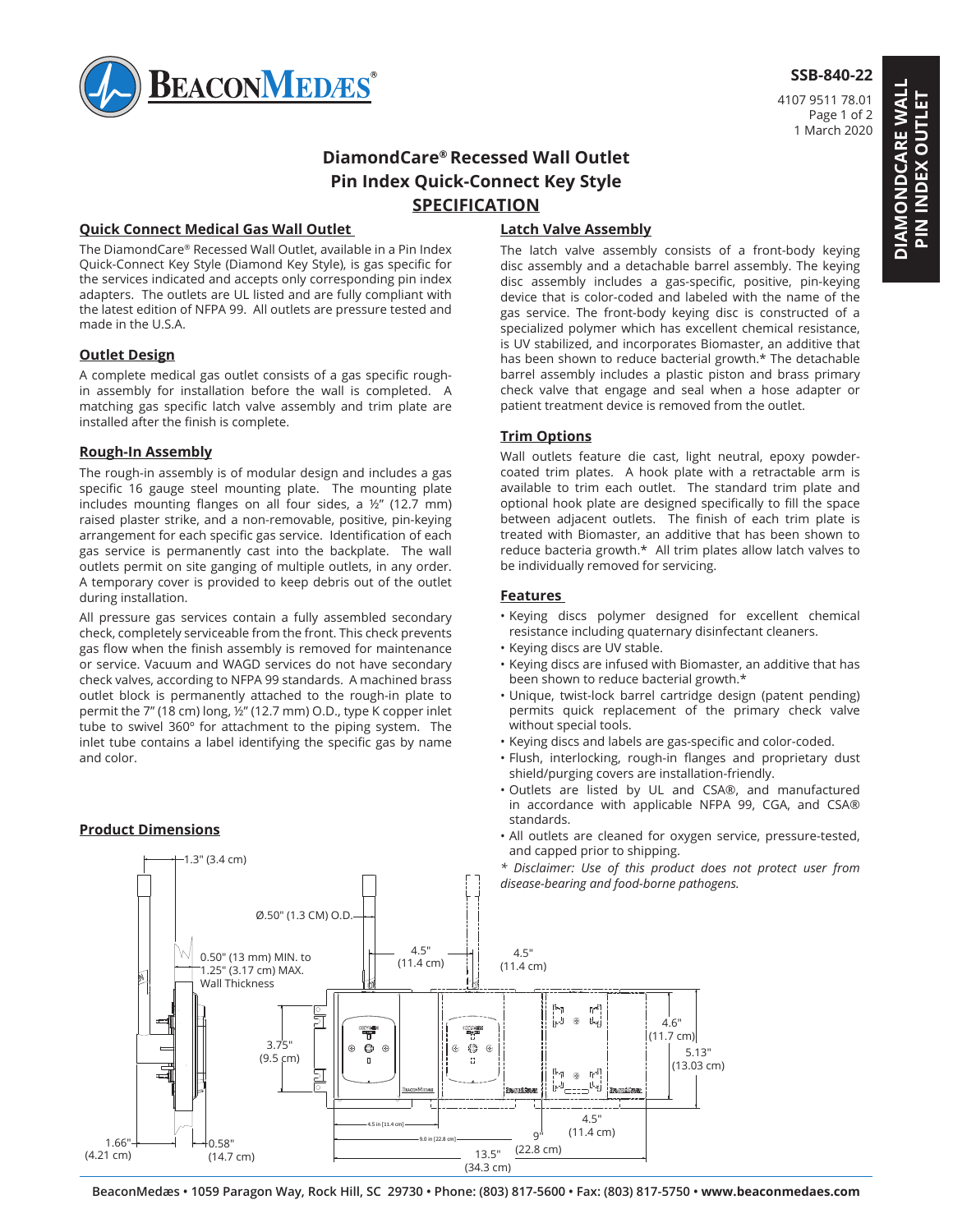SSB-840-22

4107 9511 78.01
1 March 2020

# DiamondCare® Recessed Wall Outlet Pin Index Quick-Connect Key Style SPECIFICATION

## Quick Connect Medical Gas Wall Outlet

The DiamondCare® Recessed Wall Outlet, available in a Pin Index Quick-Connect Key Style (Diamond Key Style), is gas specific for the services indicated and accepts only corresponding pin index adapters. The outlets are UL listed and are fully compliant with the latest edition of NFPA 99. All outlets are pressure tested and made in the U.S.A.

## Outlet Design

A complete medical gas outlet consists of a gas specific rough-in assembly for installation before the wall is completed. A matching gas specific latch valve assembly and trim plate are installed after the finish is complete.

## Rough-In Assembly

The rough-in assembly is of modular design and includes a gas specific 16 gauge steel mounting plate. The mounting plate includes mounting flanges on all four sides, a ½" (12.7 mm) raised plaster strike, and a non-removable, positive, pin-keying arrangement for each specific gas service. Identification of each gas service is permanently cast into the backplate. The wall outlets permit on site ganging of multiple outlets, in any order. A temporary cover is provided to keep debris out of the outlet during installation.

All pressure gas services contain a fully assembled secondary check, completely serviceable from the front. This check prevents gas flow when the finish assembly is removed for maintenance or service. Vacuum and WAGD services do not have secondary check valves, according to NFPA 99 standards. A machined brass outlet block is permanently attached to the rough-in plate to permit the 7" (18 cm) long, ½" (12.7 mm) O.D., type K copper inlet tube to swivel 360º for attachment to the piping system. The inlet tube contains a label identifying the specific gas by name and color.

## Latch Valve Assembly

The latch valve assembly consists of a front-body keying disc assembly and a detachable barrel assembly. The keying disc assembly includes a gas-specific, positive, pin-keying device that is color-coded and labeled with the name of the gas service. The front-body keying disc is constructed of a specialized polymer which has excellent chemical resistance, is UV stabilized, and incorporates Biomaster, an additive that has been shown to reduce bacterial growth.* The detachable barrel assembly includes a plastic piston and brass primary check valve that engage and seal when a hose adapter or patient treatment device is removed from the outlet.

## Trim Options

Wall outlets feature die cast, light neutral, epoxy powder-coated trim plates. A hook plate with a retractable arm is available to trim each outlet. The standard trim plate and optional hook plate are designed specifically to fill the space between adjacent outlets. The finish of each trim plate is treated with Biomaster, an additive that has been shown to reduce bacteria growth.* All trim plates allow latch valves to be individually removed for servicing.

## Features

- Keying discs polymer designed for excellent chemical resistance including quaternary disinfectant cleaners.
- Keying discs are UV stable.
- Keying discs are infused with Biomaster, an additive that has been shown to reduce bacterial growth.*
- Unique, twist-lock barrel cartridge design (patent pending) permits quick replacement of the primary check valve without special tools.
- Keying discs and labels are gas-specific and color-coded.
- Flush, interlocking, rough-in flanges and proprietary dust shield/purging covers are installation-friendly.
- Outlets are listed by UL and CSA®, and manufactured in accordance with applicable NFPA 99, CGA, and CSA® standards.
- All outlets are cleaned for oxygen service, pressure-tested, and capped prior to shipping.

*\* Disclaimer: Use of this product does not protect user from disease-bearing and food-borne pathogens.*

## Product Dimensions

1.3" (3.4 cm)
Ø.50" (1.3 CM) O.D.
0.50" (13 mm) MIN. to 1.25" (3.17 cm) MAX. Wall Thickness
4.5" (11.4 cm)
4.5" (11.4 cm)
3.75" (9.5 cm)
4.6" (11.7 cm)
5.13" (13.03 cm)
4.5 in [11.4 cm]
9.0 in [22.8 cm]
4.5" (11.4 cm)
9" (22.8 cm)
13.5" (34.3 cm)
1.66" (4.21 cm)
0.58" (14.7 cm)

BeaconMedæs • 1059 Paragon Way, Rock Hill, SC 29730 • Phone: (803) 817-5600 • Fax: (803) 817-5750 • www.beaconmedaes.com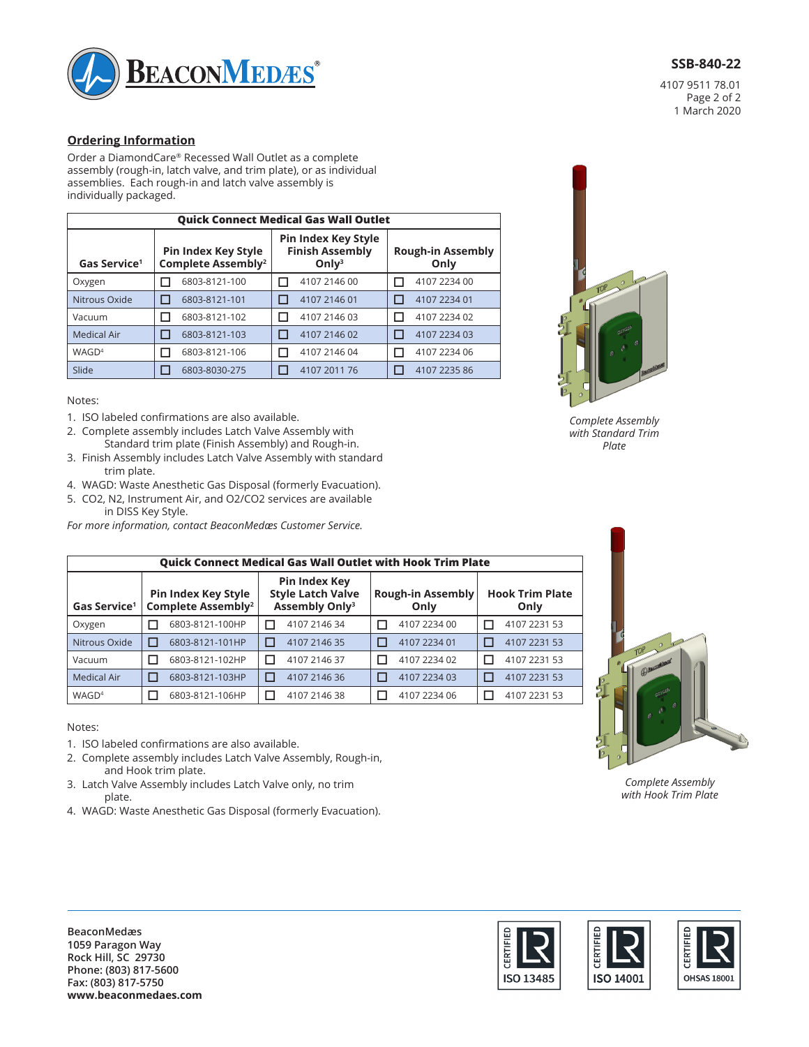## Ordering Information

Order a DiamondCare® Recessed Wall Outlet as a complete assembly (rough-in, latch valve, and trim plate), or as individual assemblies. Each rough-in and latch valve assembly is individually packaged.

| Quick Connect Medical Gas Wall Outlet | | | |
|---|---|---|---|
| Gas Service[1] | Pin Index Key Style Complete Assembly[2] | Pin Index Key Style Finish Assembly Only[3] | Rough-in Assembly Only |
| Oxygen | ☐ 6803-8121-100 | ☐ 4107 2146 00 | ☐ 4107 2234 00 |
| Nitrous Oxide | ☐ 6803-8121-101 | ☐ 4107 2146 01 | ☐ 4107 2234 01 |
| Vacuum | ☐ 6803-8121-102 | ☐ 4107 2146 03 | ☐ 4107 2234 02 |
| Medical Air | ☐ 6803-8121-103 | ☐ 4107 2146 02 | ☐ 4107 2234 03 |
| WAGD[4] | ☐ 6803-8121-106 | ☐ 4107 2146 04 | ☐ 4107 2234 06 |
| Slide | ☐ 6803-8030-275 | ☐ 4107 2011 76 | ☐ 4107 2235 86 |

Notes:

1. ISO labeled confirmations are also available.
2. Complete assembly includes Latch Valve Assembly with Standard trim plate (Finish Assembly) and Rough-in.
3. Finish Assembly includes Latch Valve Assembly with standard trim plate.
4. WAGD: Waste Anesthetic Gas Disposal (formerly Evacuation).
5. $CO_2$, $N_2$, Instrument Air, and $O_2/CO_2$ services are available in DISS Key Style.

*For more information, contact BeaconMedæs Customer Service.*

*Complete Assembly with Standard Trim Plate*

| Quick Connect Medical Gas Wall Outlet with Hook Trim Plate | | | | |
|---|---|---|---|---|
| Gas Service[1] | Pin Index Key Style Complete Assembly[2] | Pin Index Key Style Latch Valve Assembly Only[3] | Rough-in Assembly Only | Hook Trim Plate Only |
| Oxygen | ☐ 6803-8121-100HP | ☐ 4107 2146 34 | ☐ 4107 2234 00 | ☐ 4107 2231 53 |
| Nitrous Oxide | ☐ 6803-8121-101HP | ☐ 4107 2146 35 | ☐ 4107 2234 01 | ☐ 4107 2231 53 |
| Vacuum | ☐ 6803-8121-102HP | ☐ 4107 2146 37 | ☐ 4107 2234 02 | ☐ 4107 2231 53 |
| Medical Air | ☐ 6803-8121-103HP | ☐ 4107 2146 36 | ☐ 4107 2234 03 | ☐ 4107 2231 53 |
| WAGD[4] | ☐ 6803-8121-106HP | ☐ 4107 2146 38 | ☐ 4107 2234 06 | ☐ 4107 2231 53 |

Notes:

1. ISO labeled confirmations are also available.
2. Complete assembly includes Latch Valve Assembly, Rough-in, and Hook trim plate.
3. Latch Valve Assembly includes Latch Valve only, no trim plate.
4. WAGD: Waste Anesthetic Gas Disposal (formerly Evacuation).

*Complete Assembly with Hook Trim Plate*

**BeaconMedæs**
**1059 Paragon Way**
**Rock Hill, SC 29730**
**Phone: (803) 817-5600**
**Fax: (803) 817-5750**
**www.beaconmedaes.com**

CERTIFIED ISO 13485 — CERTIFIED ISO 14001 — CERTIFIED OHSAS 18001